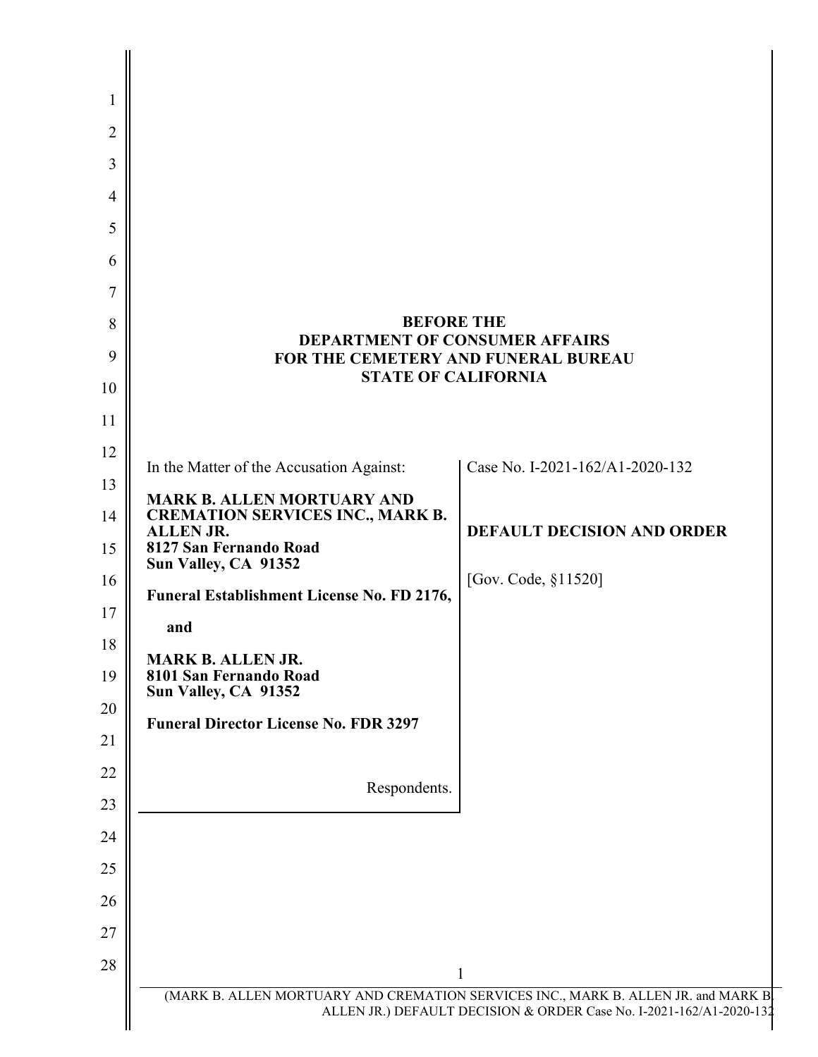**BEFORE THE**
**DEPARTMENT OF CONSUMER AFFAIRS**
**FOR THE CEMETERY AND FUNERAL BUREAU**
**STATE OF CALIFORNIA**

| In the Matter of the Accusation Against: | Case No. I-2021-162/A1-2020-132 |
|---|---|
| **MARK B. ALLEN MORTUARY AND CREMATION SERVICES INC., MARK B. ALLEN JR.**<br>**8127 San Fernando Road**<br>**Sun Valley, CA 91352**<br><br>**Funeral Establishment License No. FD 2176,**<br><br>**and**<br><br>**MARK B. ALLEN JR.**<br>**8101 San Fernando Road**<br>**Sun Valley, CA 91352**<br><br>**Funeral Director License No. FDR 3297**<br><br>Respondents. | **DEFAULT DECISION AND ORDER**<br><br>[Gov. Code, §11520] |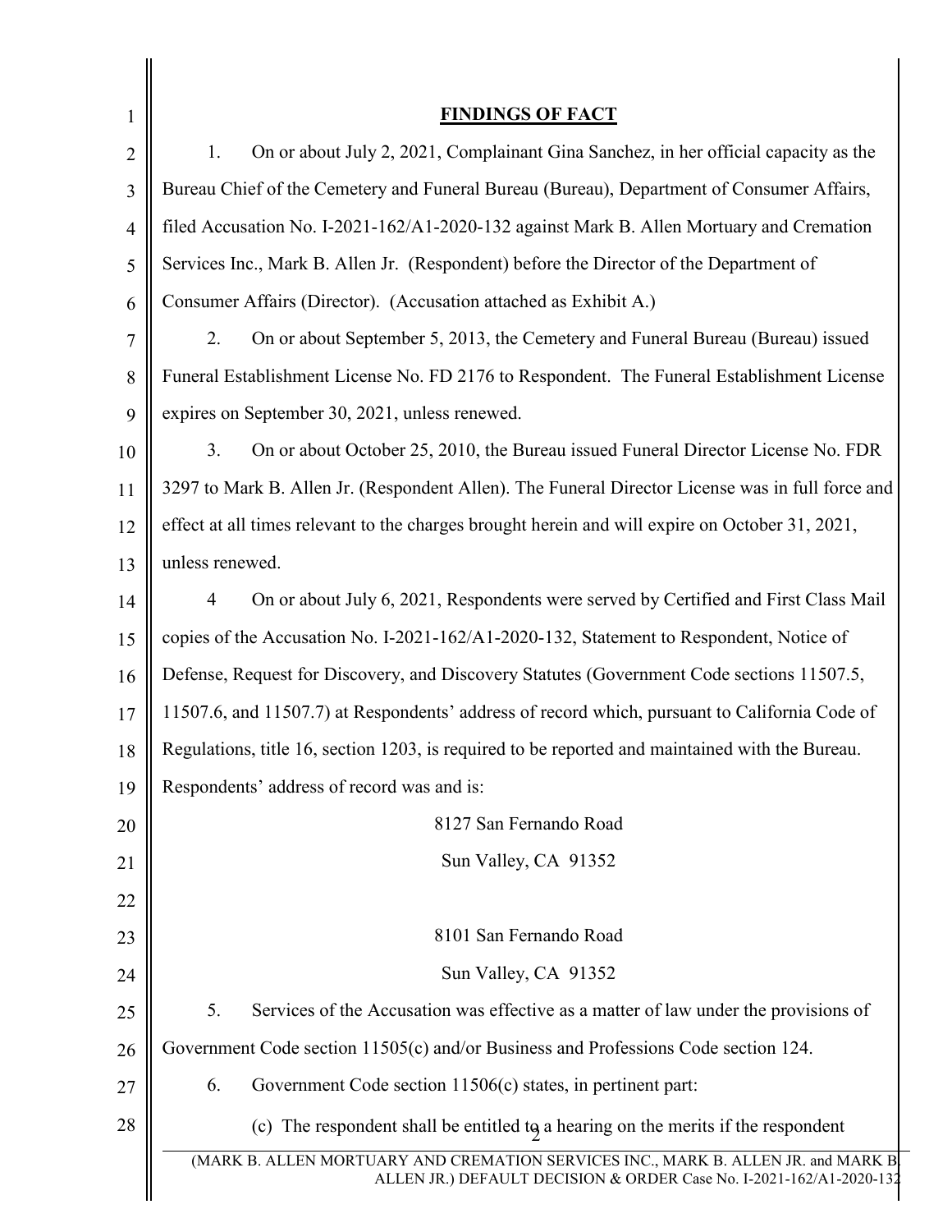## FINDINGS OF FACT

1. On or about July 2, 2021, Complainant Gina Sanchez, in her official capacity as the Bureau Chief of the Cemetery and Funeral Bureau (Bureau), Department of Consumer Affairs, filed Accusation No. I-2021-162/A1-2020-132 against Mark B. Allen Mortuary and Cremation Services Inc., Mark B. Allen Jr. (Respondent) before the Director of the Department of Consumer Affairs (Director). (Accusation attached as Exhibit A.)

2. On or about September 5, 2013, the Cemetery and Funeral Bureau (Bureau) issued Funeral Establishment License No. FD 2176 to Respondent. The Funeral Establishment License expires on September 30, 2021, unless renewed.

3. On or about October 25, 2010, the Bureau issued Funeral Director License No. FDR 3297 to Mark B. Allen Jr. (Respondent Allen). The Funeral Director License was in full force and effect at all times relevant to the charges brought herein and will expire on October 31, 2021, unless renewed.

4 On or about July 6, 2021, Respondents were served by Certified and First Class Mail copies of the Accusation No. I-2021-162/A1-2020-132, Statement to Respondent, Notice of Defense, Request for Discovery, and Discovery Statutes (Government Code sections 11507.5, 11507.6, and 11507.7) at Respondents' address of record which, pursuant to California Code of Regulations, title 16, section 1203, is required to be reported and maintained with the Bureau. Respondents' address of record was and is:

8127 San Fernando Road
Sun Valley, CA 91352

8101 San Fernando Road
Sun Valley, CA 91352

5. Services of the Accusation was effective as a matter of law under the provisions of Government Code section 11505(c) and/or Business and Professions Code section 124.

6. Government Code section 11506(c) states, in pertinent part:

(c) The respondent shall be entitled to a hearing on the merits if the respondent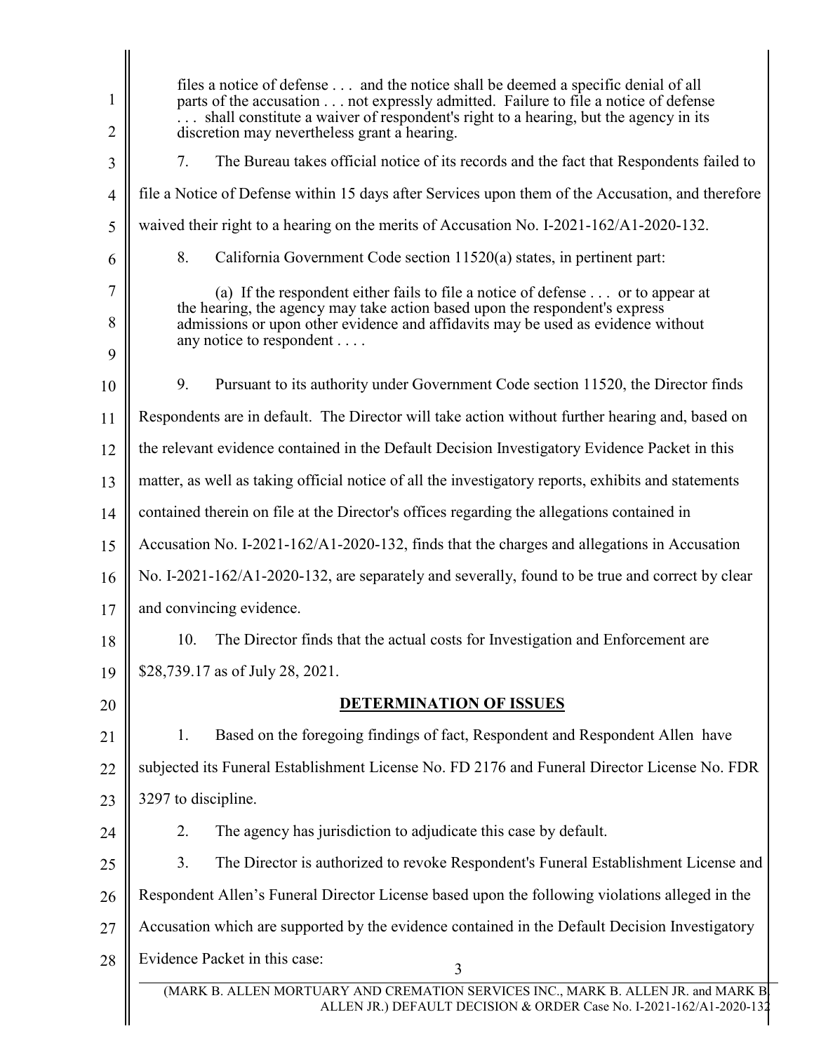files a notice of defense . . . and the notice shall be deemed a specific denial of all parts of the accusation . . . not expressly admitted. Failure to file a notice of defense . . . shall constitute a waiver of respondent's right to a hearing, but the agency in its discretion may nevertheless grant a hearing.

7. The Bureau takes official notice of its records and the fact that Respondents failed to file a Notice of Defense within 15 days after Services upon them of the Accusation, and therefore waived their right to a hearing on the merits of Accusation No. I-2021-162/A1-2020-132.

8. California Government Code section 11520(a) states, in pertinent part:

> (a) If the respondent either fails to file a notice of defense . . . or to appear at the hearing, the agency may take action based upon the respondent's express admissions or upon other evidence and affidavits may be used as evidence without any notice to respondent . . . .

9. Pursuant to its authority under Government Code section 11520, the Director finds Respondents are in default. The Director will take action without further hearing and, based on the relevant evidence contained in the Default Decision Investigatory Evidence Packet in this matter, as well as taking official notice of all the investigatory reports, exhibits and statements contained therein on file at the Director's offices regarding the allegations contained in Accusation No. I-2021-162/A1-2020-132, finds that the charges and allegations in Accusation No. I-2021-162/A1-2020-132, are separately and severally, found to be true and correct by clear and convincing evidence.

10. The Director finds that the actual costs for Investigation and Enforcement are $28,739.17 as of July 28, 2021.

## DETERMINATION OF ISSUES

1. Based on the foregoing findings of fact, Respondent and Respondent Allen have subjected its Funeral Establishment License No. FD 2176 and Funeral Director License No. FDR 3297 to discipline.

2. The agency has jurisdiction to adjudicate this case by default.

3. The Director is authorized to revoke Respondent's Funeral Establishment License and Respondent Allen's Funeral Director License based upon the following violations alleged in the Accusation which are supported by the evidence contained in the Default Decision Investigatory Evidence Packet in this case: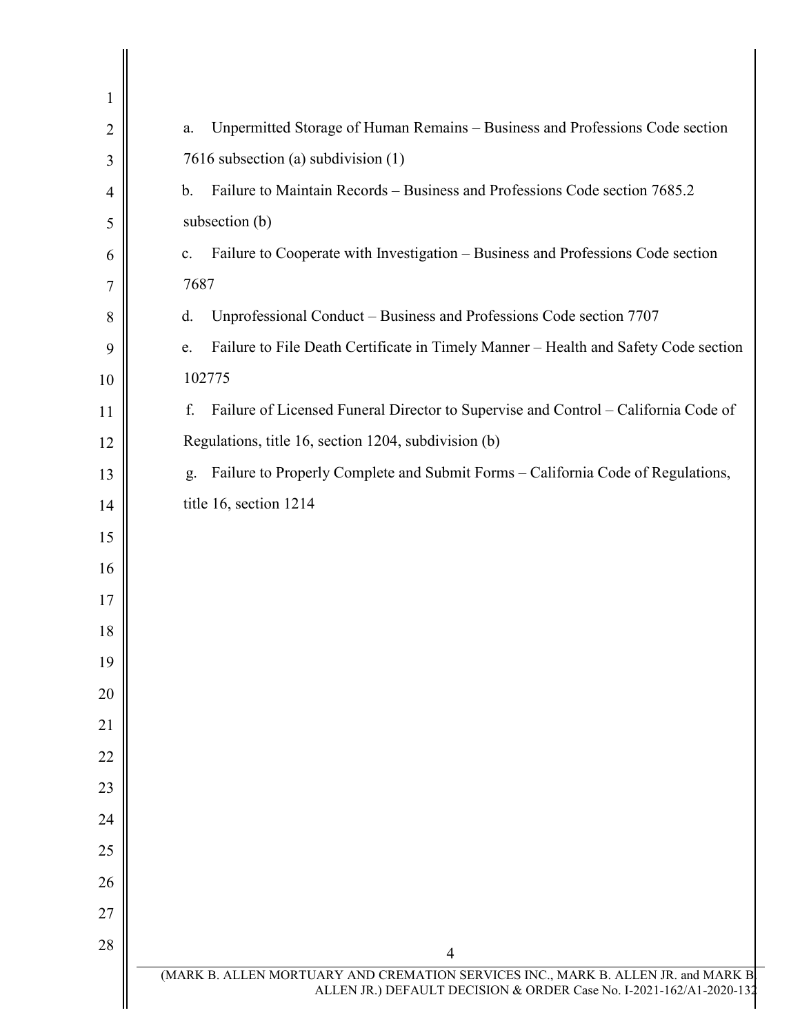a. Unpermitted Storage of Human Remains – Business and Professions Code section 7616 subsection (a) subdivision (1)

b. Failure to Maintain Records – Business and Professions Code section 7685.2 subsection (b)

c. Failure to Cooperate with Investigation – Business and Professions Code section 7687

d. Unprofessional Conduct – Business and Professions Code section 7707

e. Failure to File Death Certificate in Timely Manner – Health and Safety Code section 102775

f. Failure of Licensed Funeral Director to Supervise and Control – California Code of Regulations, title 16, section 1204, subdivision (b)

g. Failure to Properly Complete and Submit Forms – California Code of Regulations, title 16, section 1214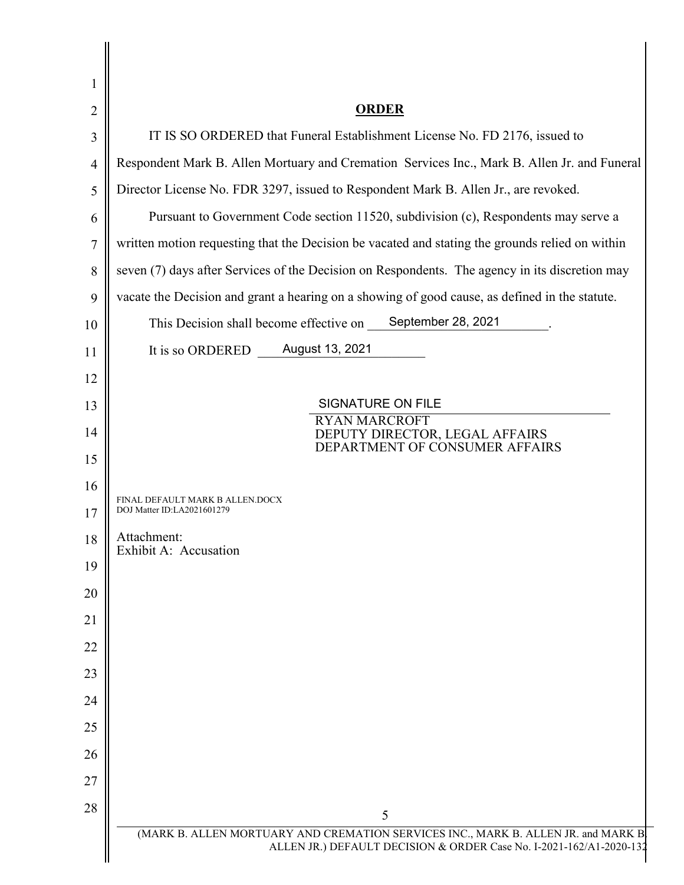## ORDER

IT IS SO ORDERED that Funeral Establishment License No. FD 2176, issued to Respondent Mark B. Allen Mortuary and Cremation Services Inc., Mark B. Allen Jr. and Funeral Director License No. FDR 3297, issued to Respondent Mark B. Allen Jr., are revoked.

Pursuant to Government Code section 11520, subdivision (c), Respondents may serve a written motion requesting that the Decision be vacated and stating the grounds relied on within seven (7) days after Services of the Decision on Respondents. The agency in its discretion may vacate the Decision and grant a hearing on a showing of good cause, as defined in the statute.

This Decision shall become effective on September 28, 2021.

It is so ORDERED August 13, 2021

SIGNATURE ON FILE
RYAN MARCROFT
DEPUTY DIRECTOR, LEGAL AFFAIRS
DEPARTMENT OF CONSUMER AFFAIRS

FINAL DEFAULT MARK B ALLEN.DOCX
DOJ Matter ID:LA2021601279

Attachment:
Exhibit A: Accusation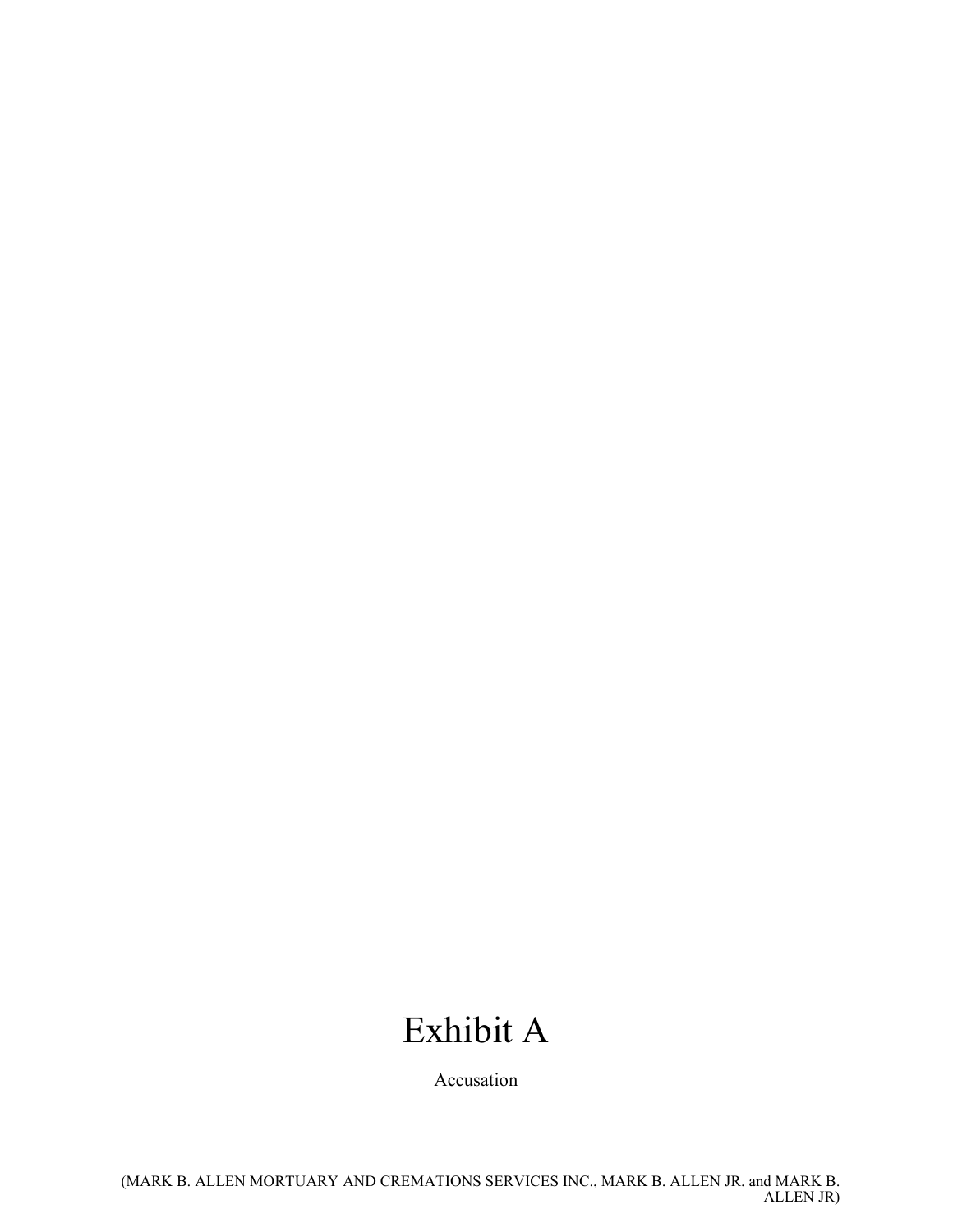# Exhibit A

Accusation

(MARK B. ALLEN MORTUARY AND CREMATIONS SERVICES INC., MARK B. ALLEN JR. and MARK B. ALLEN JR)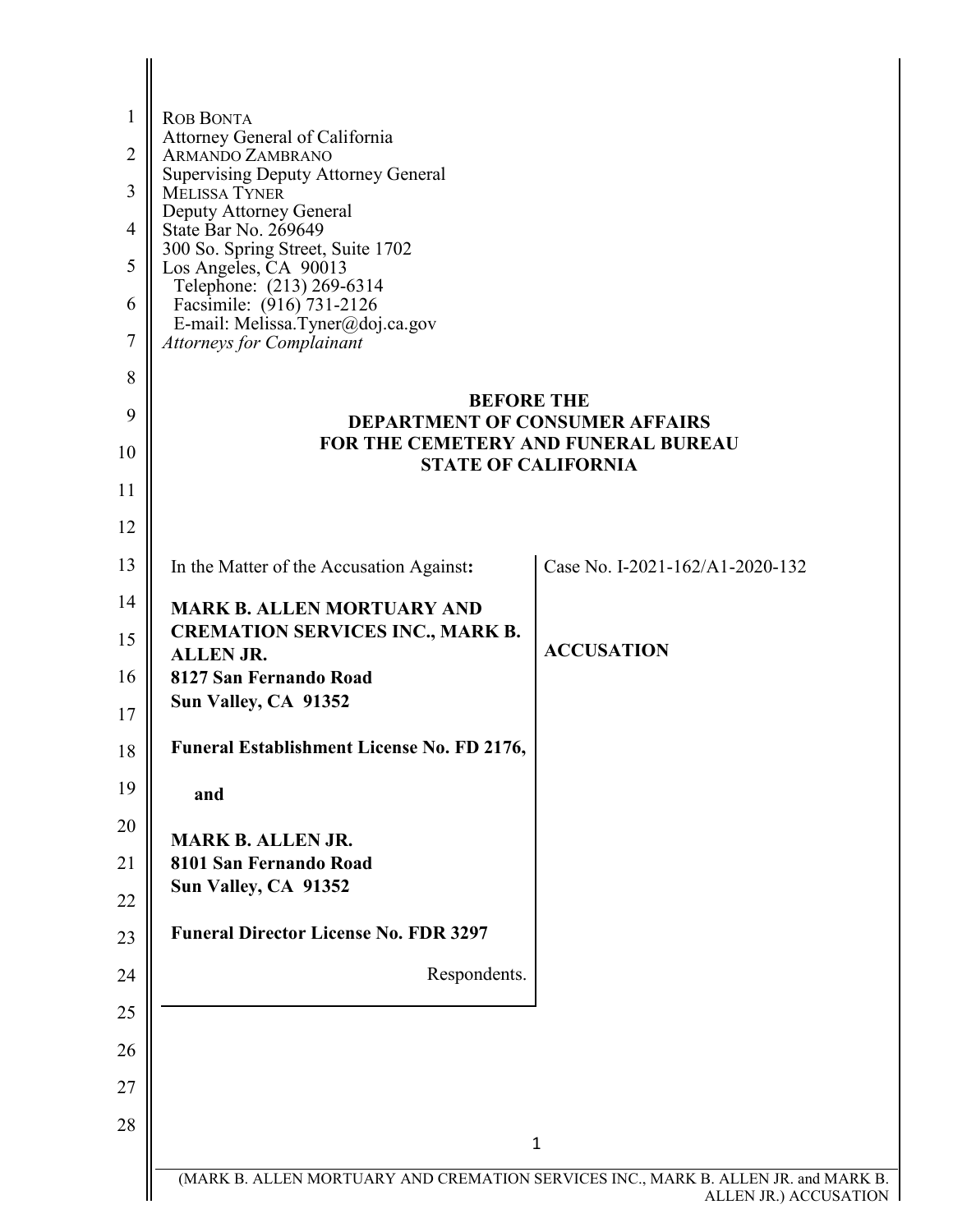ROB BONTA
Attorney General of California
ARMANDO ZAMBRANO
Supervising Deputy Attorney General
MELISSA TYNER
Deputy Attorney General
State Bar No. 269649
300 So. Spring Street, Suite 1702
Los Angeles, CA 90013
Telephone: (213) 269-6314
Facsimile: (916) 731-2126
E-mail: Melissa.Tyner@doj.ca.gov
*Attorneys for Complainant*

**BEFORE THE**
**DEPARTMENT OF CONSUMER AFFAIRS**
**FOR THE CEMETERY AND FUNERAL BUREAU**
**STATE OF CALIFORNIA**

| In the Matter of the Accusation Against: | Case No. I-2021-162/A1-2020-132 |
| --- | --- |
| **MARK B. ALLEN MORTUARY AND CREMATION SERVICES INC., MARK B. ALLEN JR.**<br>**8127 San Fernando Road**<br>**Sun Valley, CA 91352**<br><br>**Funeral Establishment License No. FD 2176,**<br><br>**and**<br><br>**MARK B. ALLEN JR.**<br>**8101 San Fernando Road**<br>**Sun Valley, CA 91352**<br><br>**Funeral Director License No. FDR 3297**<br><br>Respondents. | **ACCUSATION** |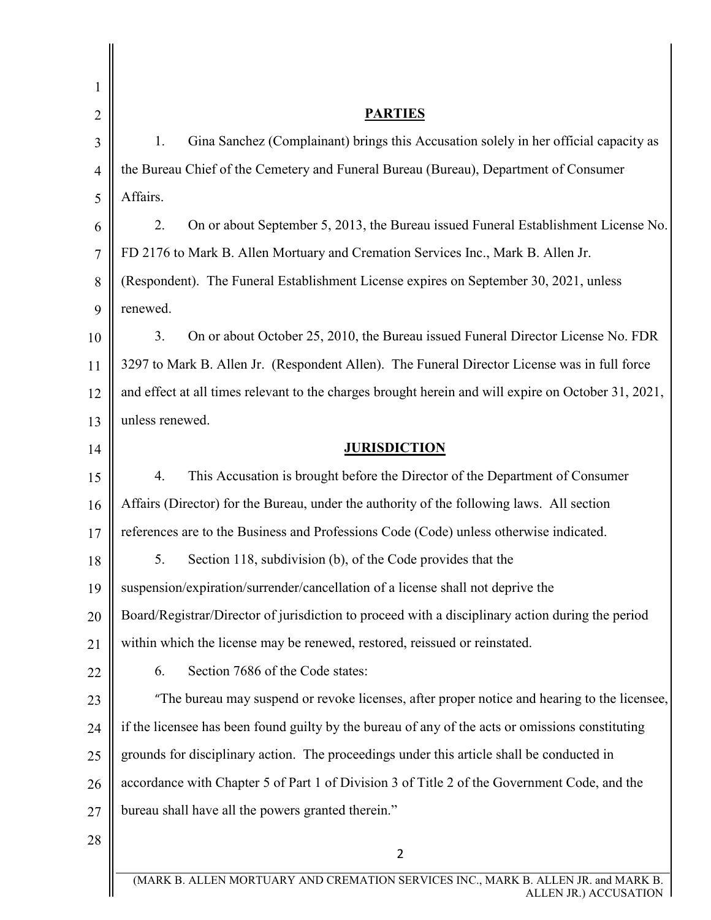## PARTIES

1. Gina Sanchez (Complainant) brings this Accusation solely in her official capacity as the Bureau Chief of the Cemetery and Funeral Bureau (Bureau), Department of Consumer Affairs.

2. On or about September 5, 2013, the Bureau issued Funeral Establishment License No. FD 2176 to Mark B. Allen Mortuary and Cremation Services Inc., Mark B. Allen Jr. (Respondent). The Funeral Establishment License expires on September 30, 2021, unless renewed.

3. On or about October 25, 2010, the Bureau issued Funeral Director License No. FDR 3297 to Mark B. Allen Jr. (Respondent Allen). The Funeral Director License was in full force and effect at all times relevant to the charges brought herein and will expire on October 31, 2021, unless renewed.

## JURISDICTION

4. This Accusation is brought before the Director of the Department of Consumer Affairs (Director) for the Bureau, under the authority of the following laws. All section references are to the Business and Professions Code (Code) unless otherwise indicated.

5. Section 118, subdivision (b), of the Code provides that the suspension/expiration/surrender/cancellation of a license shall not deprive the Board/Registrar/Director of jurisdiction to proceed with a disciplinary action during the period within which the license may be renewed, restored, reissued or reinstated.

6. Section 7686 of the Code states:

"The bureau may suspend or revoke licenses, after proper notice and hearing to the licensee, if the licensee has been found guilty by the bureau of any of the acts or omissions constituting grounds for disciplinary action. The proceedings under this article shall be conducted in accordance with Chapter 5 of Part 1 of Division 3 of Title 2 of the Government Code, and the bureau shall have all the powers granted therein."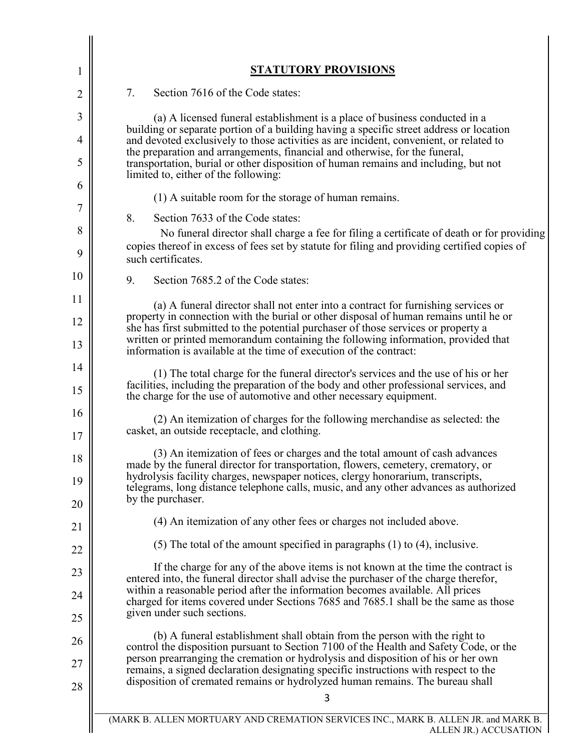## STATUTORY PROVISIONS

7. Section 7616 of the Code states:

(a) A licensed funeral establishment is a place of business conducted in a building or separate portion of a building having a specific street address or location and devoted exclusively to those activities as are incident, convenient, or related to the preparation and arrangements, financial and otherwise, for the funeral, transportation, burial or other disposition of human remains and including, but not limited to, either of the following:

(1) A suitable room for the storage of human remains.

8. Section 7633 of the Code states:

No funeral director shall charge a fee for filing a certificate of death or for providing copies thereof in excess of fees set by statute for filing and providing certified copies of such certificates.

9. Section 7685.2 of the Code states:

(a) A funeral director shall not enter into a contract for furnishing services or property in connection with the burial or other disposal of human remains until he or she has first submitted to the potential purchaser of those services or property a written or printed memorandum containing the following information, provided that information is available at the time of execution of the contract:

(1) The total charge for the funeral director's services and the use of his or her facilities, including the preparation of the body and other professional services, and the charge for the use of automotive and other necessary equipment.

(2) An itemization of charges for the following merchandise as selected: the casket, an outside receptacle, and clothing.

(3) An itemization of fees or charges and the total amount of cash advances made by the funeral director for transportation, flowers, cemetery, crematory, or hydrolysis facility charges, newspaper notices, clergy honorarium, transcripts, telegrams, long distance telephone calls, music, and any other advances as authorized by the purchaser.

(4) An itemization of any other fees or charges not included above.

(5) The total of the amount specified in paragraphs (1) to (4), inclusive.

If the charge for any of the above items is not known at the time the contract is entered into, the funeral director shall advise the purchaser of the charge therefor, within a reasonable period after the information becomes available. All prices charged for items covered under Sections 7685 and 7685.1 shall be the same as those given under such sections.

(b) A funeral establishment shall obtain from the person with the right to control the disposition pursuant to Section 7100 of the Health and Safety Code, or the person prearranging the cremation or hydrolysis and disposition of his or her own remains, a signed declaration designating specific instructions with respect to the disposition of cremated remains or hydrolyzed human remains. The bureau shall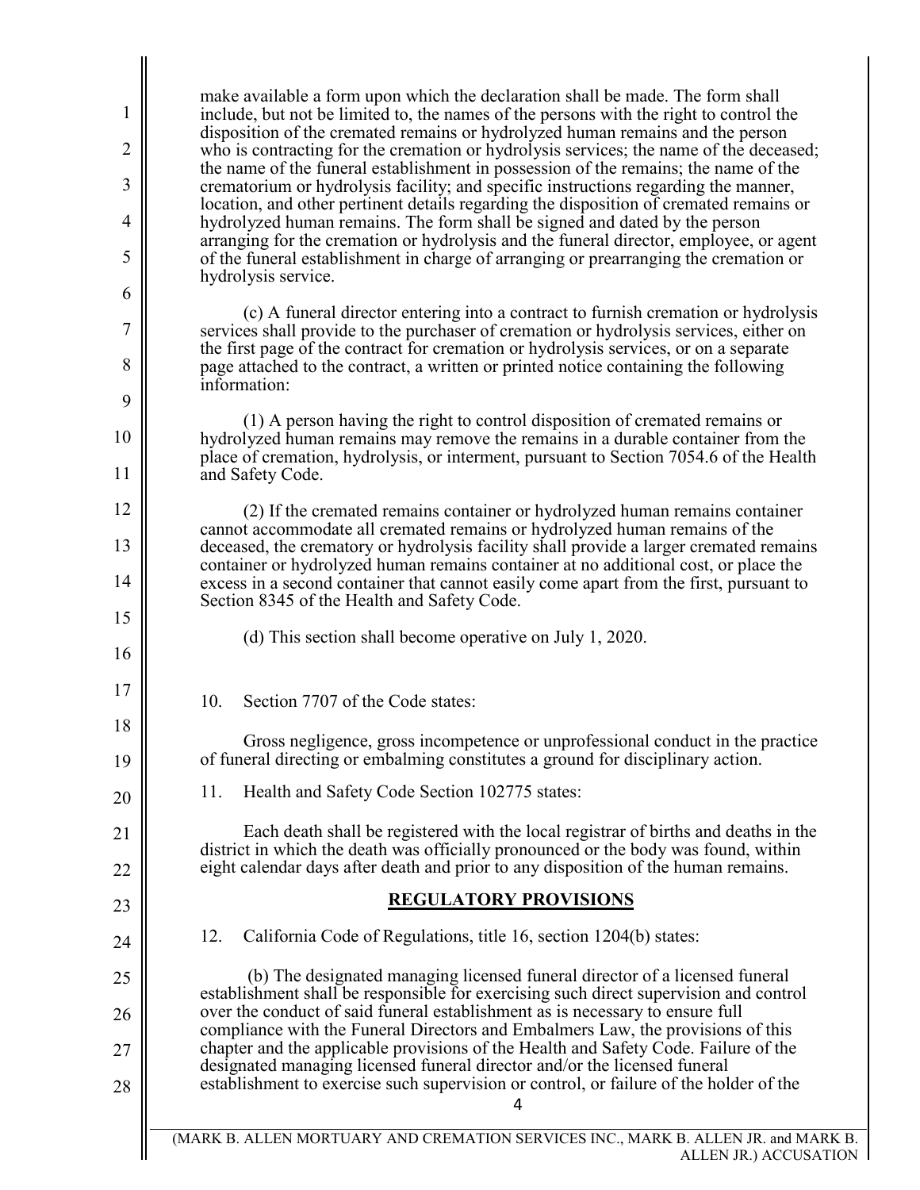make available a form upon which the declaration shall be made. The form shall include, but not be limited to, the names of the persons with the right to control the disposition of the cremated remains or hydrolyzed human remains and the person who is contracting for the cremation or hydrolysis services; the name of the deceased; the name of the funeral establishment in possession of the remains; the name of the crematorium or hydrolysis facility; and specific instructions regarding the manner, location, and other pertinent details regarding the disposition of cremated remains or hydrolyzed human remains. The form shall be signed and dated by the person arranging for the cremation or hydrolysis and the funeral director, employee, or agent of the funeral establishment in charge of arranging or prearranging the cremation or hydrolysis service.

(c) A funeral director entering into a contract to furnish cremation or hydrolysis services shall provide to the purchaser of cremation or hydrolysis services, either on the first page of the contract for cremation or hydrolysis services, or on a separate page attached to the contract, a written or printed notice containing the following information:

(1) A person having the right to control disposition of cremated remains or hydrolyzed human remains may remove the remains in a durable container from the place of cremation, hydrolysis, or interment, pursuant to Section 7054.6 of the Health and Safety Code.

(2) If the cremated remains container or hydrolyzed human remains container cannot accommodate all cremated remains or hydrolyzed human remains of the deceased, the crematory or hydrolysis facility shall provide a larger cremated remains container or hydrolyzed human remains container at no additional cost, or place the excess in a second container that cannot easily come apart from the first, pursuant to Section 8345 of the Health and Safety Code.

(d) This section shall become operative on July 1, 2020.

10. Section 7707 of the Code states:

Gross negligence, gross incompetence or unprofessional conduct in the practice of funeral directing or embalming constitutes a ground for disciplinary action.

11. Health and Safety Code Section 102775 states:

Each death shall be registered with the local registrar of births and deaths in the district in which the death was officially pronounced or the body was found, within eight calendar days after death and prior to any disposition of the human remains.

## **REGULATORY PROVISIONS**

12. California Code of Regulations, title 16, section 1204(b) states:

(b) The designated managing licensed funeral director of a licensed funeral establishment shall be responsible for exercising such direct supervision and control over the conduct of said funeral establishment as is necessary to ensure full compliance with the Funeral Directors and Embalmers Law, the provisions of this chapter and the applicable provisions of the Health and Safety Code. Failure of the designated managing licensed funeral director and/or the licensed funeral establishment to exercise such supervision or control, or failure of the holder of the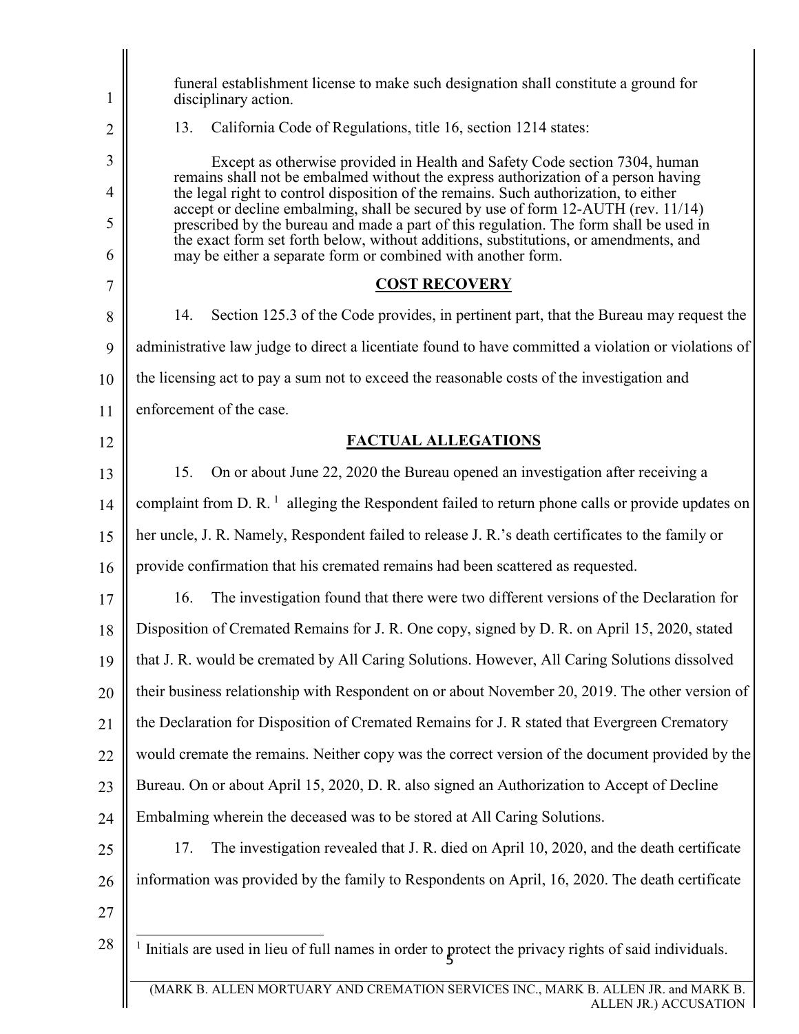funeral establishment license to make such designation shall constitute a ground for disciplinary action.

13. California Code of Regulations, title 16, section 1214 states:

> Except as otherwise provided in Health and Safety Code section 7304, human remains shall not be embalmed without the express authorization of a person having the legal right to control disposition of the remains. Such authorization, to either accept or decline embalming, shall be secured by use of form 12-AUTH (rev. 11/14) prescribed by the bureau and made a part of this regulation. The form shall be used in the exact form set forth below, without additions, substitutions, or amendments, and may be either a separate form or combined with another form.

## COST RECOVERY

14. Section 125.3 of the Code provides, in pertinent part, that the Bureau may request the administrative law judge to direct a licentiate found to have committed a violation or violations of the licensing act to pay a sum not to exceed the reasonable costs of the investigation and enforcement of the case.

## FACTUAL ALLEGATIONS

15. On or about June 22, 2020 the Bureau opened an investigation after receiving a complaint from D. R. [1] alleging the Respondent failed to return phone calls or provide updates on her uncle, J. R. Namely, Respondent failed to release J. R.'s death certificates to the family or provide confirmation that his cremated remains had been scattered as requested.

16. The investigation found that there were two different versions of the Declaration for Disposition of Cremated Remains for J. R. One copy, signed by D. R. on April 15, 2020, stated that J. R. would be cremated by All Caring Solutions. However, All Caring Solutions dissolved their business relationship with Respondent on or about November 20, 2019. The other version of the Declaration for Disposition of Cremated Remains for J. R stated that Evergreen Crematory would cremate the remains. Neither copy was the correct version of the document provided by the Bureau. On or about April 15, 2020, D. R. also signed an Authorization to Accept of Decline Embalming wherein the deceased was to be stored at All Caring Solutions.

17. The investigation revealed that J. R. died on April 10, 2020, and the death certificate information was provided by the family to Respondents on April, 16, 2020. The death certificate

[1] Initials are used in lieu of full names in order to protect the privacy rights of said individuals.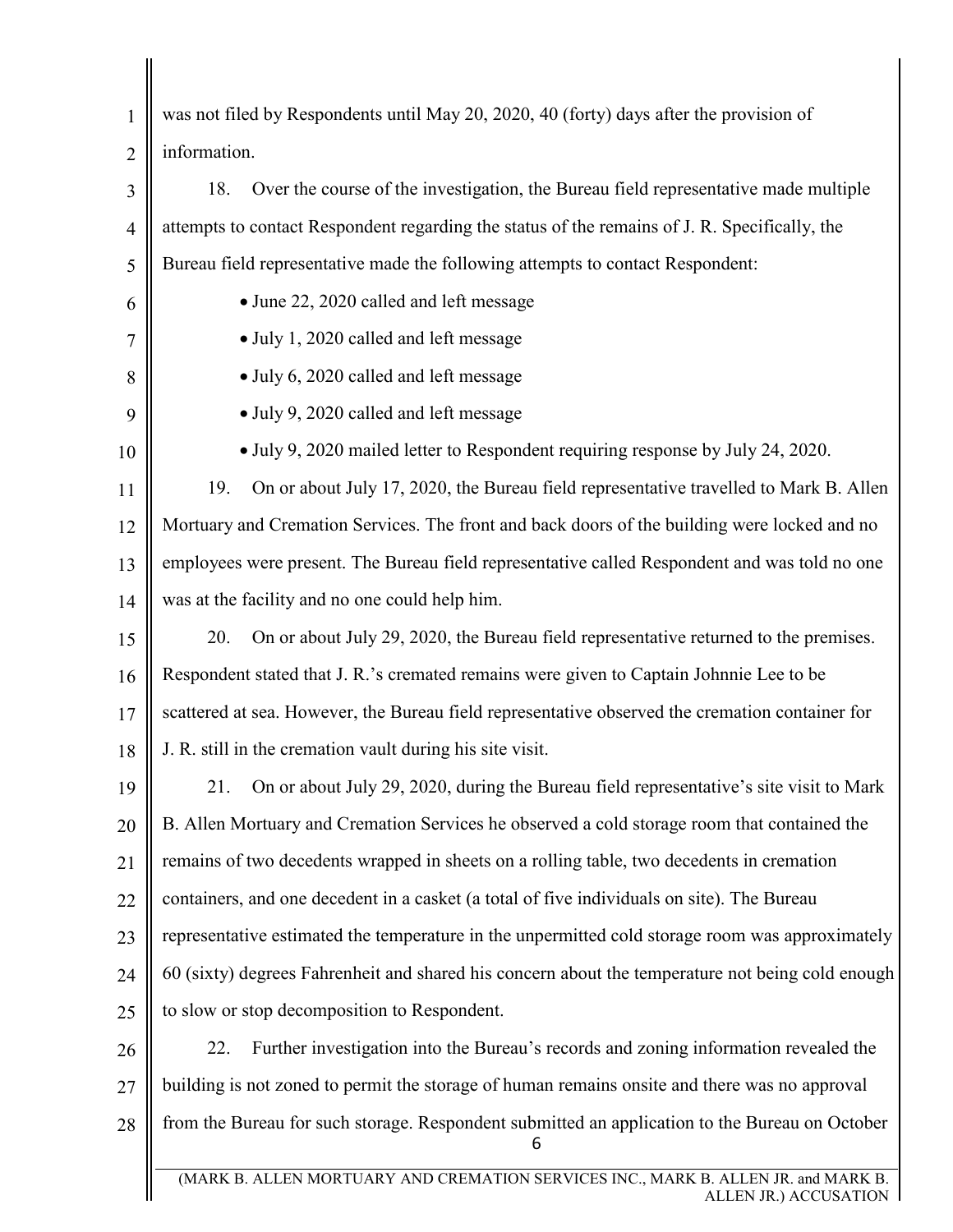was not filed by Respondents until May 20, 2020, 40 (forty) days after the provision of information.

18. Over the course of the investigation, the Bureau field representative made multiple attempts to contact Respondent regarding the status of the remains of J. R. Specifically, the Bureau field representative made the following attempts to contact Respondent:

- June 22, 2020 called and left message
- July 1, 2020 called and left message
- July 6, 2020 called and left message
- July 9, 2020 called and left message
- July 9, 2020 mailed letter to Respondent requiring response by July 24, 2020.

19. On or about July 17, 2020, the Bureau field representative travelled to Mark B. Allen Mortuary and Cremation Services. The front and back doors of the building were locked and no employees were present. The Bureau field representative called Respondent and was told no one was at the facility and no one could help him.

20. On or about July 29, 2020, the Bureau field representative returned to the premises. Respondent stated that J. R.'s cremated remains were given to Captain Johnnie Lee to be scattered at sea. However, the Bureau field representative observed the cremation container for J. R. still in the cremation vault during his site visit.

21. On or about July 29, 2020, during the Bureau field representative's site visit to Mark B. Allen Mortuary and Cremation Services he observed a cold storage room that contained the remains of two decedents wrapped in sheets on a rolling table, two decedents in cremation containers, and one decedent in a casket (a total of five individuals on site). The Bureau representative estimated the temperature in the unpermitted cold storage room was approximately 60 (sixty) degrees Fahrenheit and shared his concern about the temperature not being cold enough to slow or stop decomposition to Respondent.

22. Further investigation into the Bureau's records and zoning information revealed the building is not zoned to permit the storage of human remains onsite and there was no approval from the Bureau for such storage. Respondent submitted an application to the Bureau on October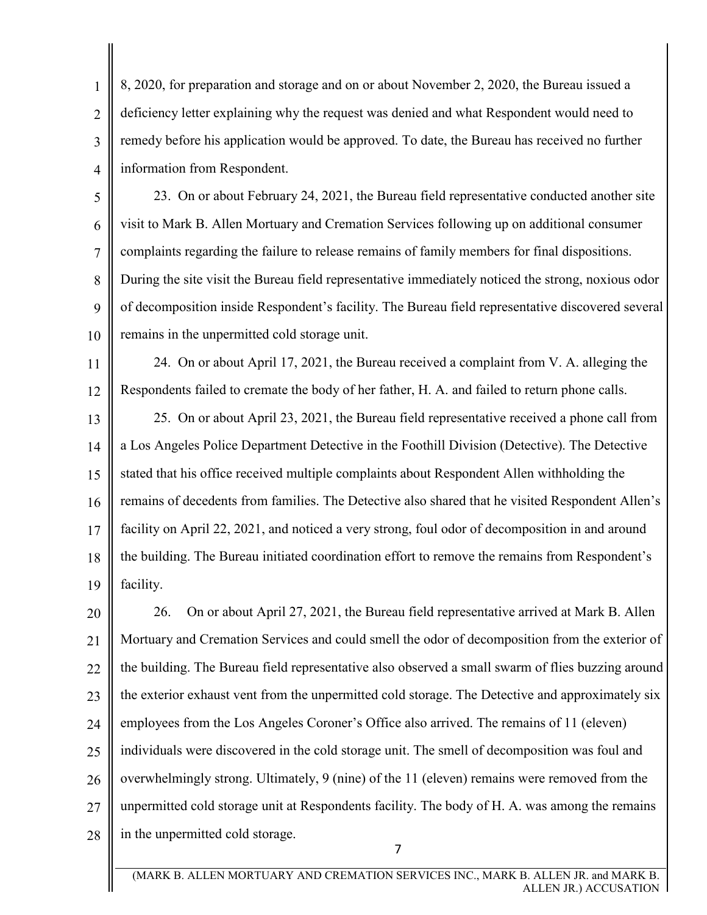8, 2020, for preparation and storage and on or about November 2, 2020, the Bureau issued a deficiency letter explaining why the request was denied and what Respondent would need to remedy before his application would be approved. To date, the Bureau has received no further information from Respondent.

23. On or about February 24, 2021, the Bureau field representative conducted another site visit to Mark B. Allen Mortuary and Cremation Services following up on additional consumer complaints regarding the failure to release remains of family members for final dispositions. During the site visit the Bureau field representative immediately noticed the strong, noxious odor of decomposition inside Respondent's facility. The Bureau field representative discovered several remains in the unpermitted cold storage unit.

24. On or about April 17, 2021, the Bureau received a complaint from V. A. alleging the Respondents failed to cremate the body of her father, H. A. and failed to return phone calls.

25. On or about April 23, 2021, the Bureau field representative received a phone call from a Los Angeles Police Department Detective in the Foothill Division (Detective). The Detective stated that his office received multiple complaints about Respondent Allen withholding the remains of decedents from families. The Detective also shared that he visited Respondent Allen's facility on April 22, 2021, and noticed a very strong, foul odor of decomposition in and around the building. The Bureau initiated coordination effort to remove the remains from Respondent's facility.

26. On or about April 27, 2021, the Bureau field representative arrived at Mark B. Allen Mortuary and Cremation Services and could smell the odor of decomposition from the exterior of the building. The Bureau field representative also observed a small swarm of flies buzzing around the exterior exhaust vent from the unpermitted cold storage. The Detective and approximately six employees from the Los Angeles Coroner's Office also arrived. The remains of 11 (eleven) individuals were discovered in the cold storage unit. The smell of decomposition was foul and overwhelmingly strong. Ultimately, 9 (nine) of the 11 (eleven) remains were removed from the unpermitted cold storage unit at Respondents facility. The body of H. A. was among the remains in the unpermitted cold storage.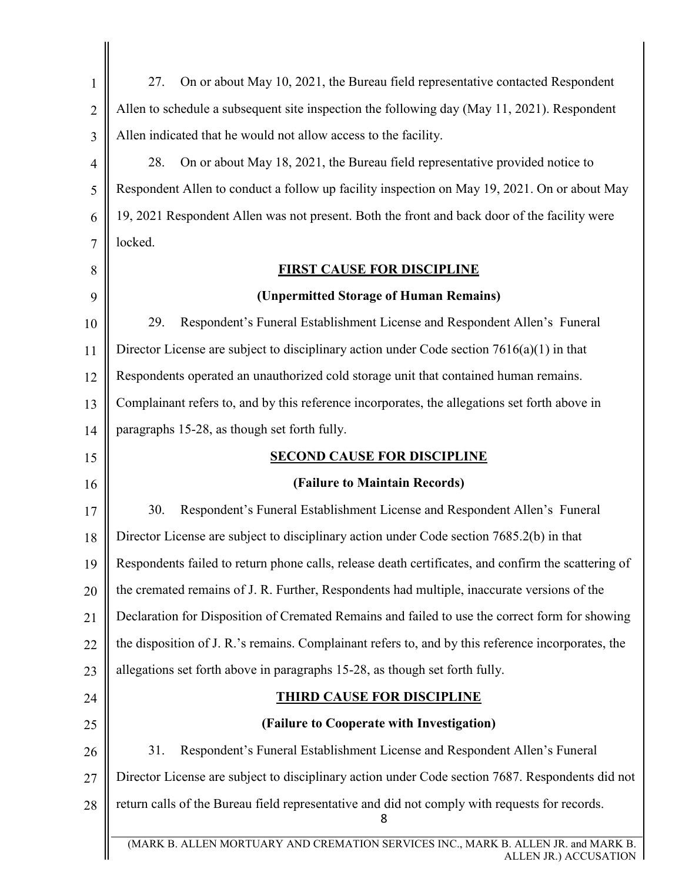27. On or about May 10, 2021, the Bureau field representative contacted Respondent Allen to schedule a subsequent site inspection the following day (May 11, 2021). Respondent Allen indicated that he would not allow access to the facility.

28. On or about May 18, 2021, the Bureau field representative provided notice to Respondent Allen to conduct a follow up facility inspection on May 19, 2021. On or about May 19, 2021 Respondent Allen was not present. Both the front and back door of the facility were locked.

## FIRST CAUSE FOR DISCIPLINE

**(Unpermitted Storage of Human Remains)**

29. Respondent's Funeral Establishment License and Respondent Allen's Funeral Director License are subject to disciplinary action under Code section 7616(a)(1) in that Respondents operated an unauthorized cold storage unit that contained human remains. Complainant refers to, and by this reference incorporates, the allegations set forth above in paragraphs 15-28, as though set forth fully.

## SECOND CAUSE FOR DISCIPLINE

**(Failure to Maintain Records)**

30. Respondent's Funeral Establishment License and Respondent Allen's Funeral Director License are subject to disciplinary action under Code section 7685.2(b) in that Respondents failed to return phone calls, release death certificates, and confirm the scattering of the cremated remains of J. R. Further, Respondents had multiple, inaccurate versions of the Declaration for Disposition of Cremated Remains and failed to use the correct form for showing the disposition of J. R.'s remains. Complainant refers to, and by this reference incorporates, the allegations set forth above in paragraphs 15-28, as though set forth fully.

## THIRD CAUSE FOR DISCIPLINE

**(Failure to Cooperate with Investigation)**

31. Respondent's Funeral Establishment License and Respondent Allen's Funeral Director License are subject to disciplinary action under Code section 7687. Respondents did not return calls of the Bureau field representative and did not comply with requests for records.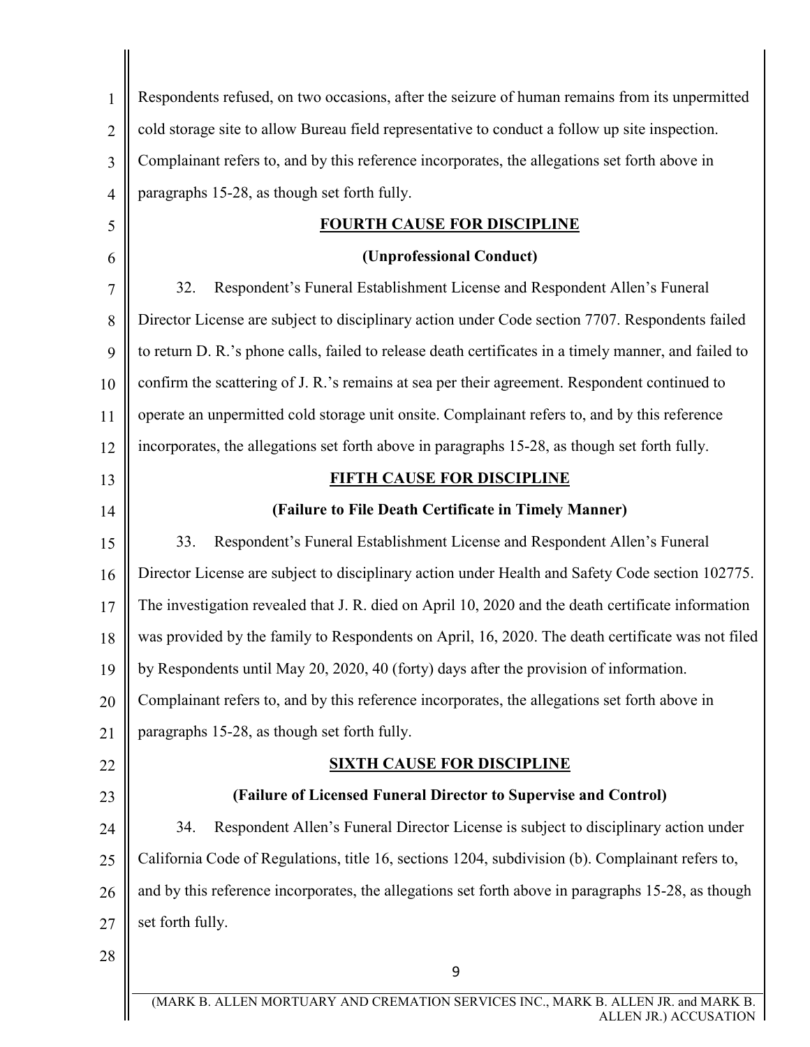Respondents refused, on two occasions, after the seizure of human remains from its unpermitted cold storage site to allow Bureau field representative to conduct a follow up site inspection. Complainant refers to, and by this reference incorporates, the allegations set forth above in paragraphs 15-28, as though set forth fully.

**FOURTH CAUSE FOR DISCIPLINE**

**(Unprofessional Conduct)**

32. Respondent's Funeral Establishment License and Respondent Allen's Funeral Director License are subject to disciplinary action under Code section 7707. Respondents failed to return D. R.'s phone calls, failed to release death certificates in a timely manner, and failed to confirm the scattering of J. R.'s remains at sea per their agreement. Respondent continued to operate an unpermitted cold storage unit onsite. Complainant refers to, and by this reference incorporates, the allegations set forth above in paragraphs 15-28, as though set forth fully.

**FIFTH CAUSE FOR DISCIPLINE**

**(Failure to File Death Certificate in Timely Manner)**

33. Respondent's Funeral Establishment License and Respondent Allen's Funeral Director License are subject to disciplinary action under Health and Safety Code section 102775. The investigation revealed that J. R. died on April 10, 2020 and the death certificate information was provided by the family to Respondents on April, 16, 2020. The death certificate was not filed by Respondents until May 20, 2020, 40 (forty) days after the provision of information. Complainant refers to, and by this reference incorporates, the allegations set forth above in paragraphs 15-28, as though set forth fully.

**SIXTH CAUSE FOR DISCIPLINE**

**(Failure of Licensed Funeral Director to Supervise and Control)**

34. Respondent Allen's Funeral Director License is subject to disciplinary action under California Code of Regulations, title 16, sections 1204, subdivision (b). Complainant refers to, and by this reference incorporates, the allegations set forth above in paragraphs 15-28, as though set forth fully.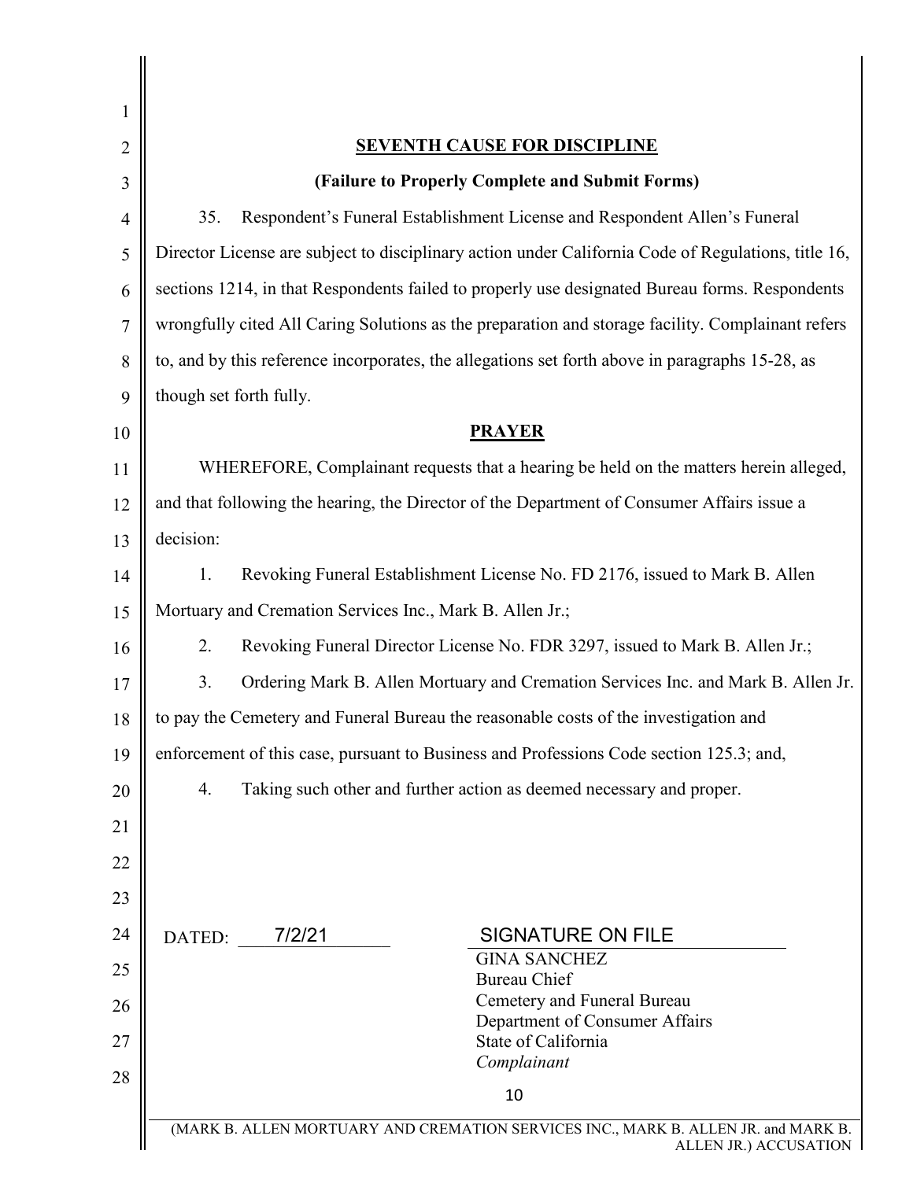## SEVENTH CAUSE FOR DISCIPLINE

**(Failure to Properly Complete and Submit Forms)**

35. Respondent's Funeral Establishment License and Respondent Allen's Funeral Director License are subject to disciplinary action under California Code of Regulations, title 16, sections 1214, in that Respondents failed to properly use designated Bureau forms. Respondents wrongfully cited All Caring Solutions as the preparation and storage facility. Complainant refers to, and by this reference incorporates, the allegations set forth above in paragraphs 15-28, as though set forth fully.

## PRAYER

WHEREFORE, Complainant requests that a hearing be held on the matters herein alleged, and that following the hearing, the Director of the Department of Consumer Affairs issue a decision:

1. Revoking Funeral Establishment License No. FD 2176, issued to Mark B. Allen Mortuary and Cremation Services Inc., Mark B. Allen Jr.;
2. Revoking Funeral Director License No. FDR 3297, issued to Mark B. Allen Jr.;
3. Ordering Mark B. Allen Mortuary and Cremation Services Inc. and Mark B. Allen Jr. to pay the Cemetery and Funeral Bureau the reasonable costs of the investigation and enforcement of this case, pursuant to Business and Professions Code section 125.3; and,
4. Taking such other and further action as deemed necessary and proper.

DATED: 7/2/21

SIGNATURE ON FILE
GINA SANCHEZ
Bureau Chief
Cemetery and Funeral Bureau
Department of Consumer Affairs
State of California
*Complainant*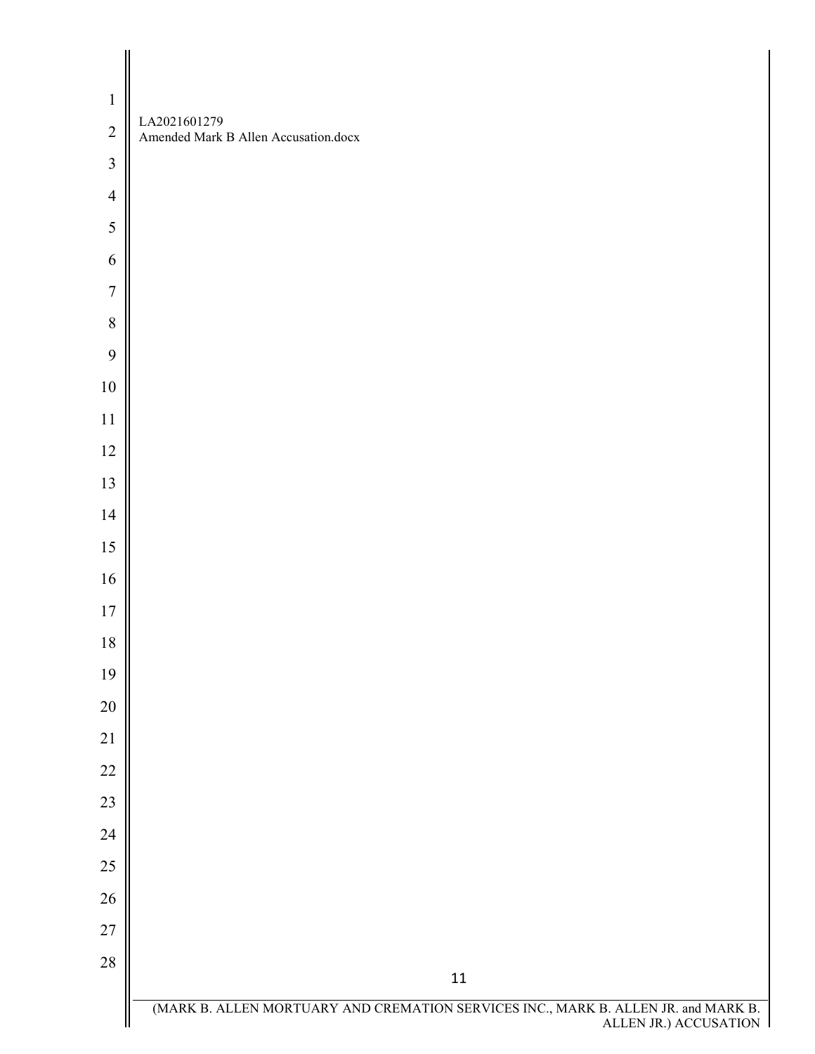LA2021601279
Amended Mark B Allen Accusation.docx